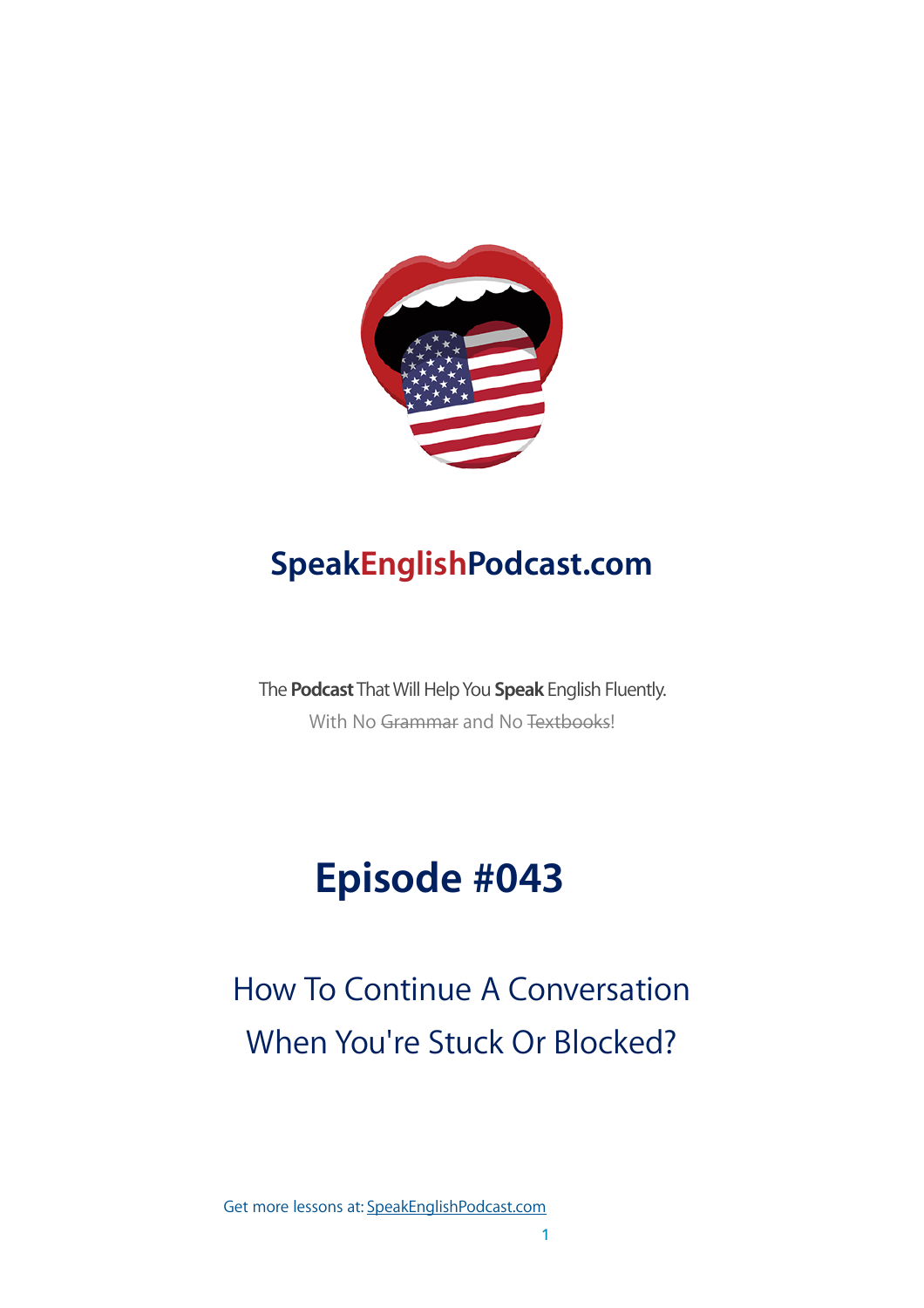**SpeakEnglishPodcast.com**

The **Podcast** That Will Help You **Speak** English Fluently.

With No ~~Grammar~~ and No ~~Textbooks~~!

# Episode #043

## How To Continue A Conversation When You're Stuck Or Blocked?

Get more lessons at: SpeakEnglishPodcast.com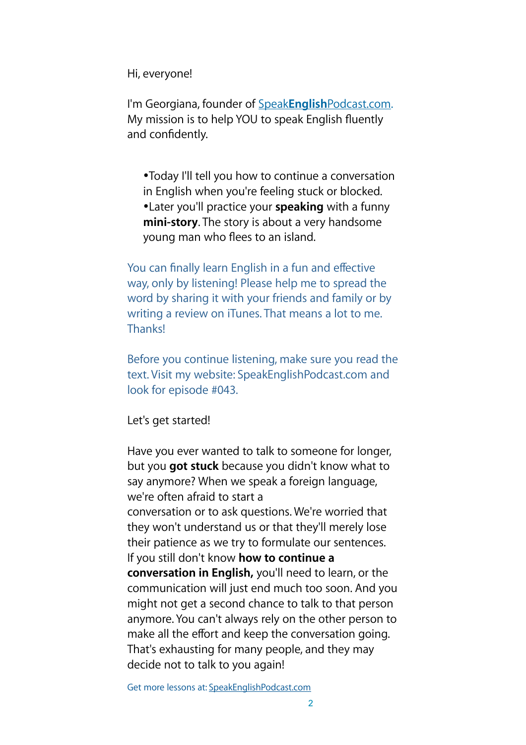Hi, everyone!

I'm Georgiana, founder of [Speak**English**Podcast.com](https://SpeakEnglishPodcast.com). My mission is to help YOU to speak English fluently and confidently.

- Today I'll tell you how to continue a conversation in English when you're feeling stuck or blocked.
- Later you'll practice your **speaking** with a funny **mini-story**. The story is about a very handsome young man who flees to an island.

You can finally learn English in a fun and effective way, only by listening! Please help me to spread the word by sharing it with your friends and family or by writing a review on iTunes. That means a lot to me. Thanks!

Before you continue listening, make sure you read the text. Visit my website: SpeakEnglishPodcast.com and look for episode #043.

Let's get started!

Have you ever wanted to talk to someone for longer, but you **got stuck** because you didn't know what to say anymore? When we speak a foreign language, we're often afraid to start a conversation or to ask questions. We're worried that they won't understand us or that they'll merely lose their patience as we try to formulate our sentences. If you still don't know **how to continue a conversation in English,** you'll need to learn, or the communication will just end much too soon. And you might not get a second chance to talk to that person anymore. You can't always rely on the other person to make all the effort and keep the conversation going. That's exhausting for many people, and they may decide not to talk to you again!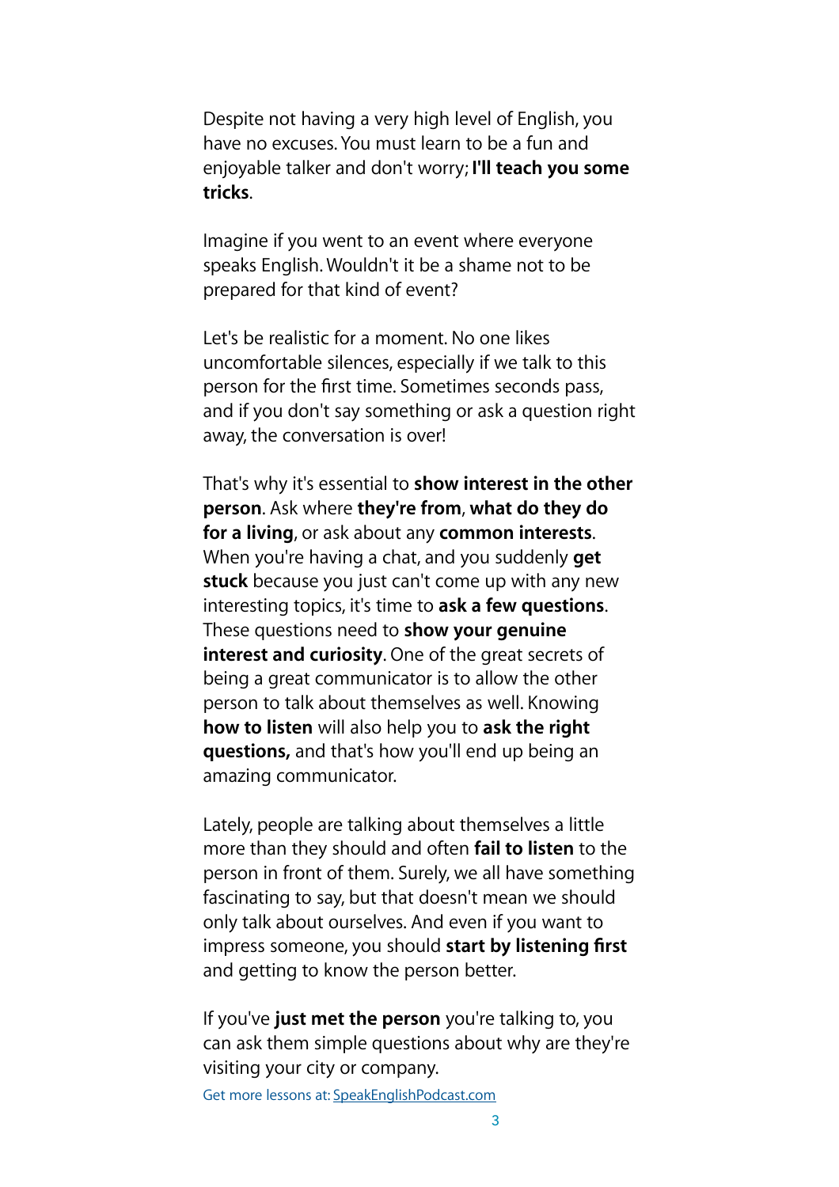Despite not having a very high level of English, you have no excuses. You must learn to be a fun and enjoyable talker and don't worry; **I'll teach you some tricks**.

Imagine if you went to an event where everyone speaks English. Wouldn't it be a shame not to be prepared for that kind of event?

Let's be realistic for a moment. No one likes uncomfortable silences, especially if we talk to this person for the first time. Sometimes seconds pass, and if you don't say something or ask a question right away, the conversation is over!

That's why it's essential to **show interest in the other person**. Ask where **they're from**, **what do they do for a living**, or ask about any **common interests**. When you're having a chat, and you suddenly **get stuck** because you just can't come up with any new interesting topics, it's time to **ask a few questions**. These questions need to **show your genuine interest and curiosity**. One of the great secrets of being a great communicator is to allow the other person to talk about themselves as well. Knowing **how to listen** will also help you to **ask the right questions,** and that's how you'll end up being an amazing communicator.

Lately, people are talking about themselves a little more than they should and often **fail to listen** to the person in front of them. Surely, we all have something fascinating to say, but that doesn't mean we should only talk about ourselves. And even if you want to impress someone, you should **start by listening first** and getting to know the person better.

If you've **just met the person** you're talking to, you can ask them simple questions about why are they're visiting your city or company.

Get more lessons at: [SpeakEnglishPodcast.com](SpeakEnglishPodcast.com)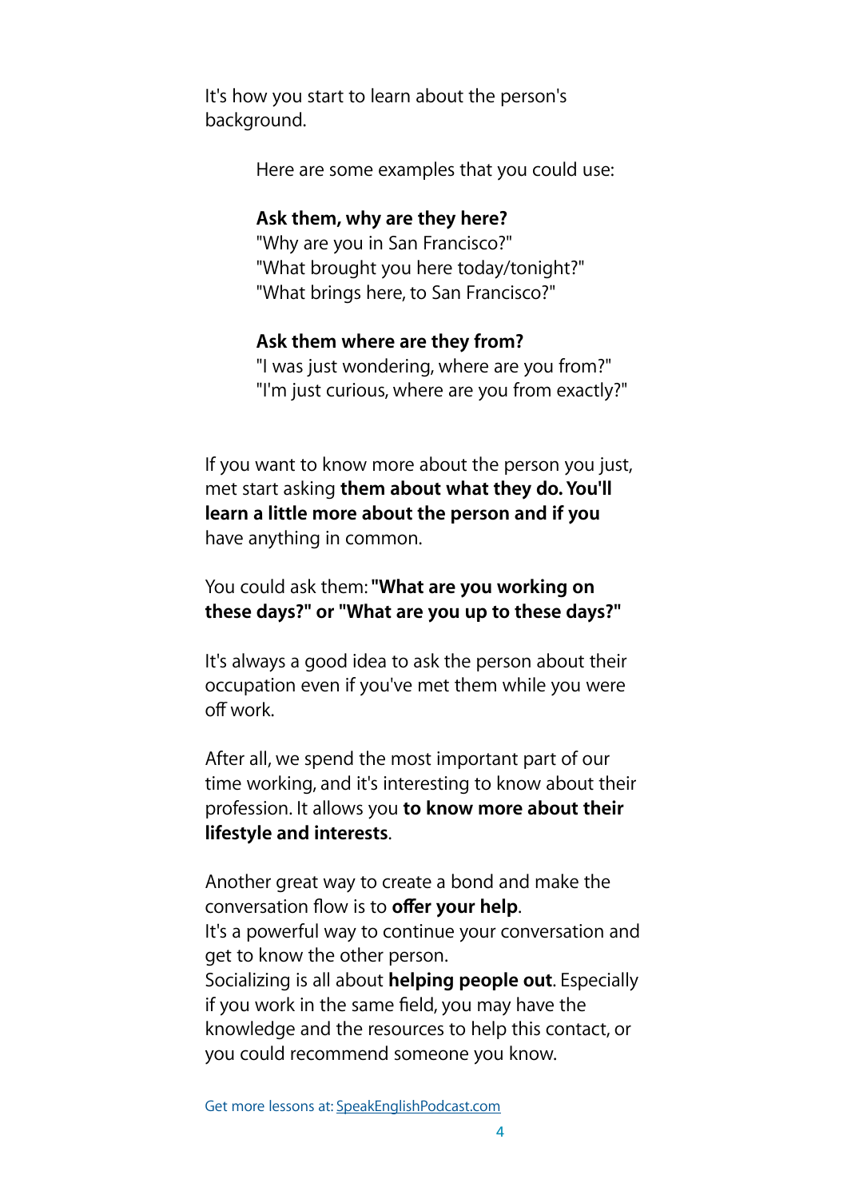It's how you start to learn about the person's background.

Here are some examples that you could use:

**Ask them, why are they here?**
"Why are you in San Francisco?"
"What brought you here today/tonight?"
"What brings here, to San Francisco?"

**Ask them where are they from?**
"I was just wondering, where are you from?"
"I'm just curious, where are you from exactly?"

If you want to know more about the person you just, met start asking **them about what they do. You'll learn a little more about the person and if you** have anything in common.

You could ask them: **"What are you working on these days?" or "What are you up to these days?"**

It's always a good idea to ask the person about their occupation even if you've met them while you were off work.

After all, we spend the most important part of our time working, and it's interesting to know about their profession. It allows you **to know more about their lifestyle and interests**.

Another great way to create a bond and make the conversation flow is to **offer your help**.
It's a powerful way to continue your conversation and get to know the other person.
Socializing is all about **helping people out**. Especially if you work in the same field, you may have the knowledge and the resources to help this contact, or you could recommend someone you know.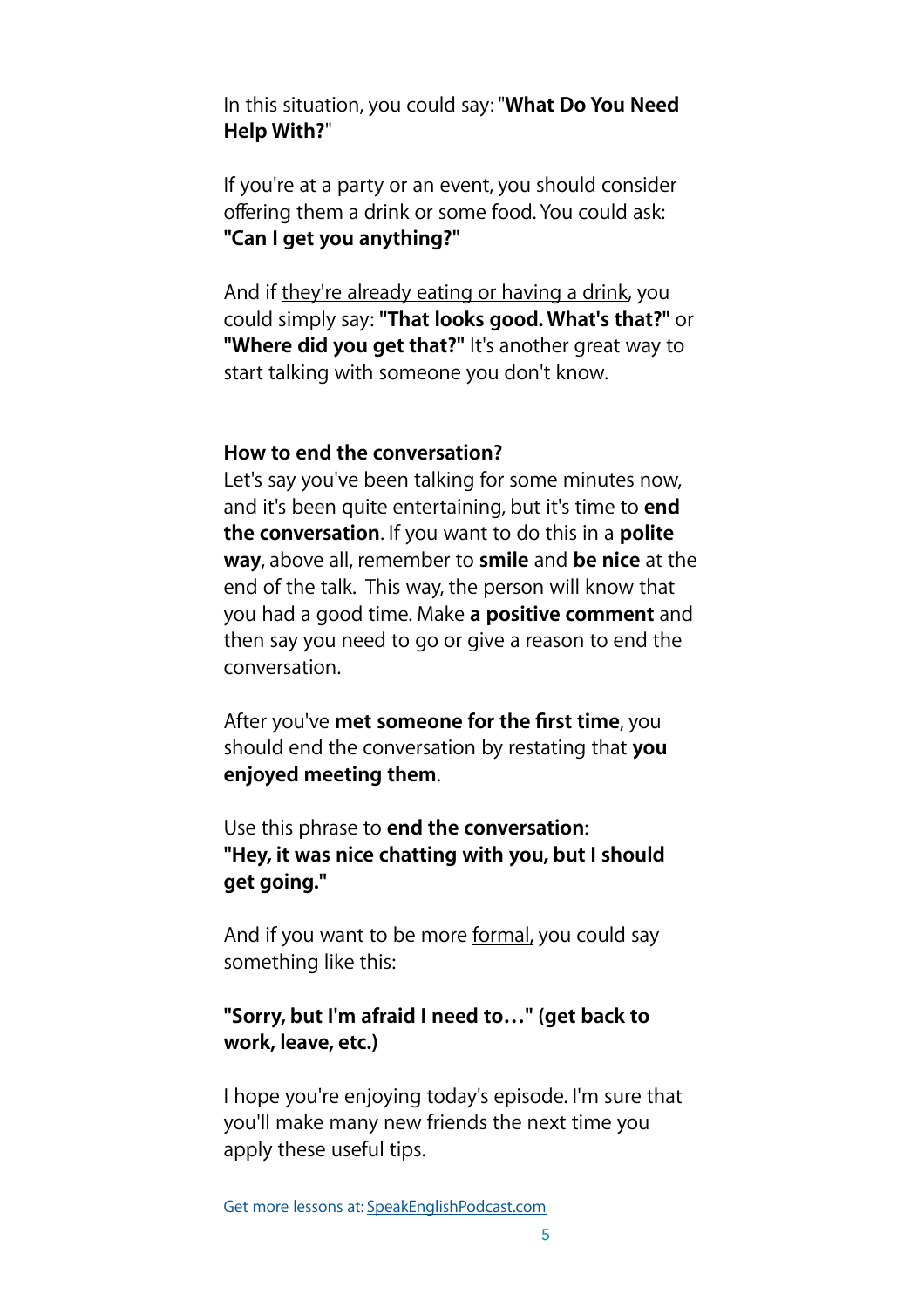In this situation, you could say: "**What Do You Need Help With?**"

If you're at a party or an event, you should consider <u>offering them a drink or some food</u>. You could ask: **"Can I get you anything?"**

And if <u>they're already eating or having a drink</u>, you could simply say: **"That looks good. What's that?"** or **"Where did you get that?"** It's another great way to start talking with someone you don't know.

**How to end the conversation?**

Let's say you've been talking for some minutes now, and it's been quite entertaining, but it's time to **end the conversation**. If you want to do this in a **polite way**, above all, remember to **smile** and **be nice** at the end of the talk. This way, the person will know that you had a good time. Make **a positive comment** and then say you need to go or give a reason to end the conversation.

After you've **met someone for the first time**, you should end the conversation by restating that **you enjoyed meeting them**.

Use this phrase to **end the conversation**:
**"Hey, it was nice chatting with you, but I should get going."**

And if you want to be more <u>formal,</u> you could say something like this:

**"Sorry, but I'm afraid I need to…" (get back to work, leave, etc.)**

I hope you're enjoying today's episode. I'm sure that you'll make many new friends the next time you apply these useful tips.

Get more lessons at: [SpeakEnglishPodcast.com](SpeakEnglishPodcast.com)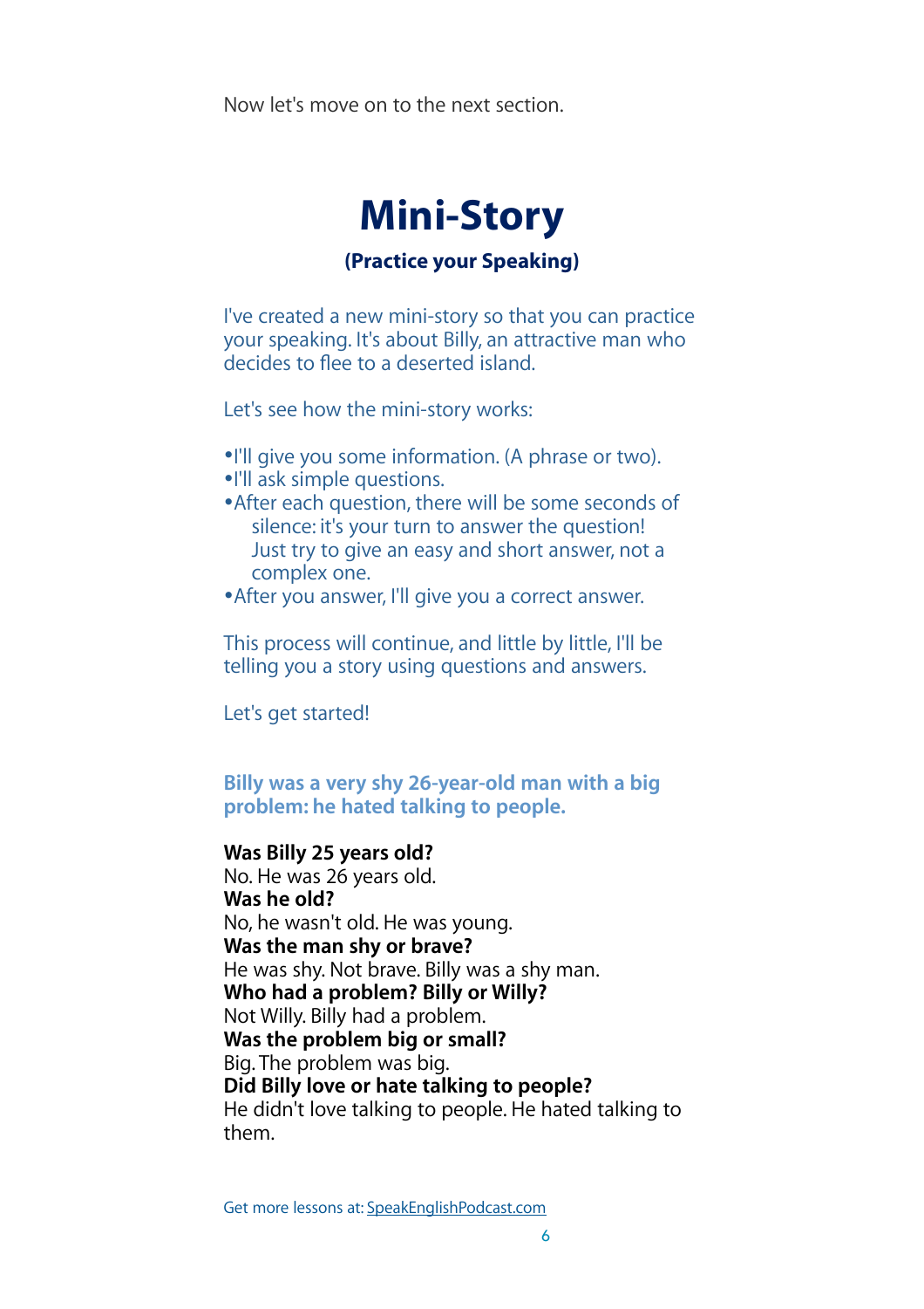Now let's move on to the next section.

# Mini-Story

### (Practice your Speaking)

I've created a new mini-story so that you can practice your speaking. It's about Billy, an attractive man who decides to flee to a deserted island.

Let's see how the mini-story works:

- I'll give you some information. (A phrase or two).
- I'll ask simple questions.
- After each question, there will be some seconds of silence: it's your turn to answer the question! Just try to give an easy and short answer, not a complex one.
- After you answer, I'll give you a correct answer.

This process will continue, and little by little, I'll be telling you a story using questions and answers.

Let's get started!

**Billy was a very shy 26-year-old man with a big problem: he hated talking to people.**

**Was Billy 25 years old?**
No. He was 26 years old.
**Was he old?**
No, he wasn't old. He was young.
**Was the man shy or brave?**
He was shy. Not brave. Billy was a shy man.
**Who had a problem? Billy or Willy?**
Not Willy. Billy had a problem.
**Was the problem big or small?**
Big. The problem was big.
**Did Billy love or hate talking to people?**
He didn't love talking to people. He hated talking to them.

Get more lessons at: SpeakEnglishPodcast.com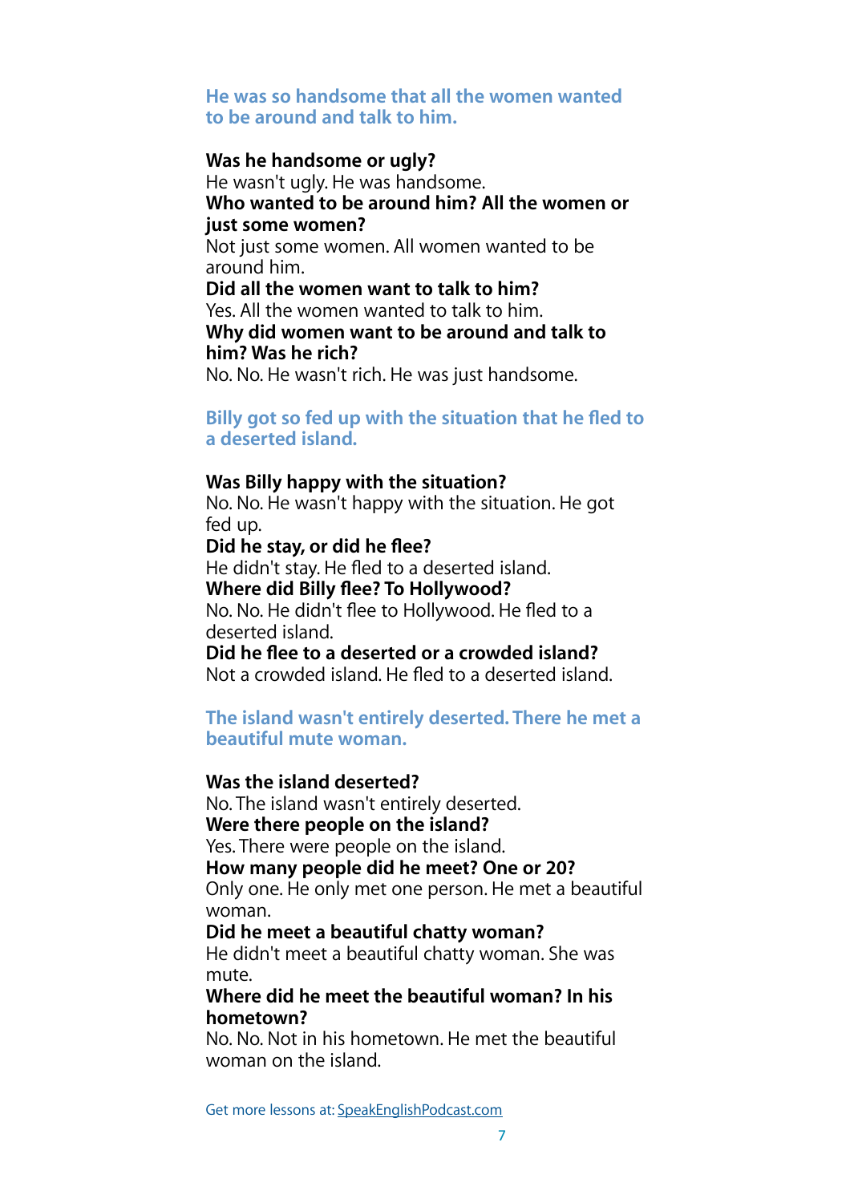### He was so handsome that all the women wanted to be around and talk to him.

**Was he handsome or ugly?**
He wasn't ugly. He was handsome.
**Who wanted to be around him? All the women or just some women?**
Not just some women. All women wanted to be around him.
**Did all the women want to talk to him?**
Yes. All the women wanted to talk to him.
**Why did women want to be around and talk to him? Was he rich?**
No. No. He wasn't rich. He was just handsome.

### Billy got so fed up with the situation that he fled to a deserted island.

**Was Billy happy with the situation?**
No. No. He wasn't happy with the situation. He got fed up.
**Did he stay, or did he flee?**
He didn't stay. He fled to a deserted island.
**Where did Billy flee? To Hollywood?**
No. No. He didn't flee to Hollywood. He fled to a deserted island.
**Did he flee to a deserted or a crowded island?**
Not a crowded island. He fled to a deserted island.

### The island wasn't entirely deserted. There he met a beautiful mute woman.

**Was the island deserted?**
No. The island wasn't entirely deserted.
**Were there people on the island?**
Yes. There were people on the island.
**How many people did he meet? One or 20?**
Only one. He only met one person. He met a beautiful woman.
**Did he meet a beautiful chatty woman?**
He didn't meet a beautiful chatty woman. She was mute.
**Where did he meet the beautiful woman? In his hometown?**
No. No. Not in his hometown. He met the beautiful woman on the island.

Get more lessons at: SpeakEnglishPodcast.com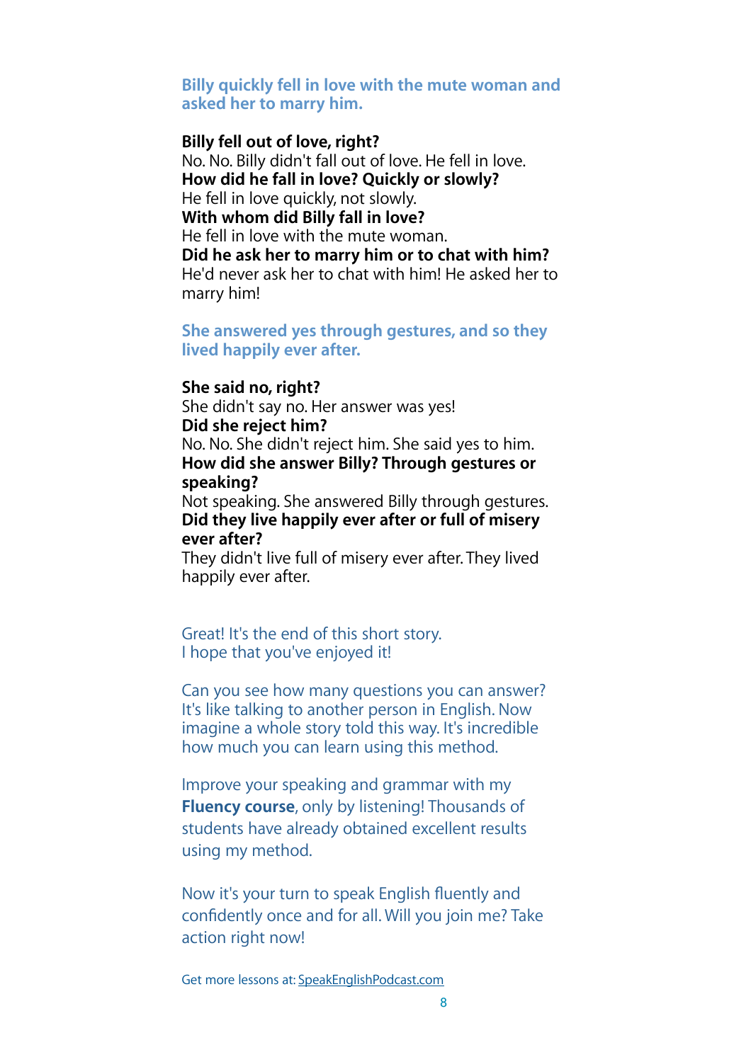**Billy quickly fell in love with the mute woman and asked her to marry him.**

**Billy fell out of love, right?**
No. No. Billy didn't fall out of love. He fell in love.
**How did he fall in love? Quickly or slowly?**
He fell in love quickly, not slowly.
**With whom did Billy fall in love?**
He fell in love with the mute woman.
**Did he ask her to marry him or to chat with him?**
He'd never ask her to chat with him! He asked her to marry him!

**She answered yes through gestures, and so they lived happily ever after.**

**She said no, right?**
She didn't say no. Her answer was yes!
**Did she reject him?**
No. No. She didn't reject him. She said yes to him.
**How did she answer Billy? Through gestures or speaking?**
Not speaking. She answered Billy through gestures.
**Did they live happily ever after or full of misery ever after?**
They didn't live full of misery ever after. They lived happily ever after.

Great! It's the end of this short story.
I hope that you've enjoyed it!

Can you see how many questions you can answer? It's like talking to another person in English. Now imagine a whole story told this way. It's incredible how much you can learn using this method.

Improve your speaking and grammar with my **Fluency course**, only by listening! Thousands of students have already obtained excellent results using my method.

Now it's your turn to speak English fluently and confidently once and for all. Will you join me? Take action right now!

Get more lessons at: SpeakEnglishPodcast.com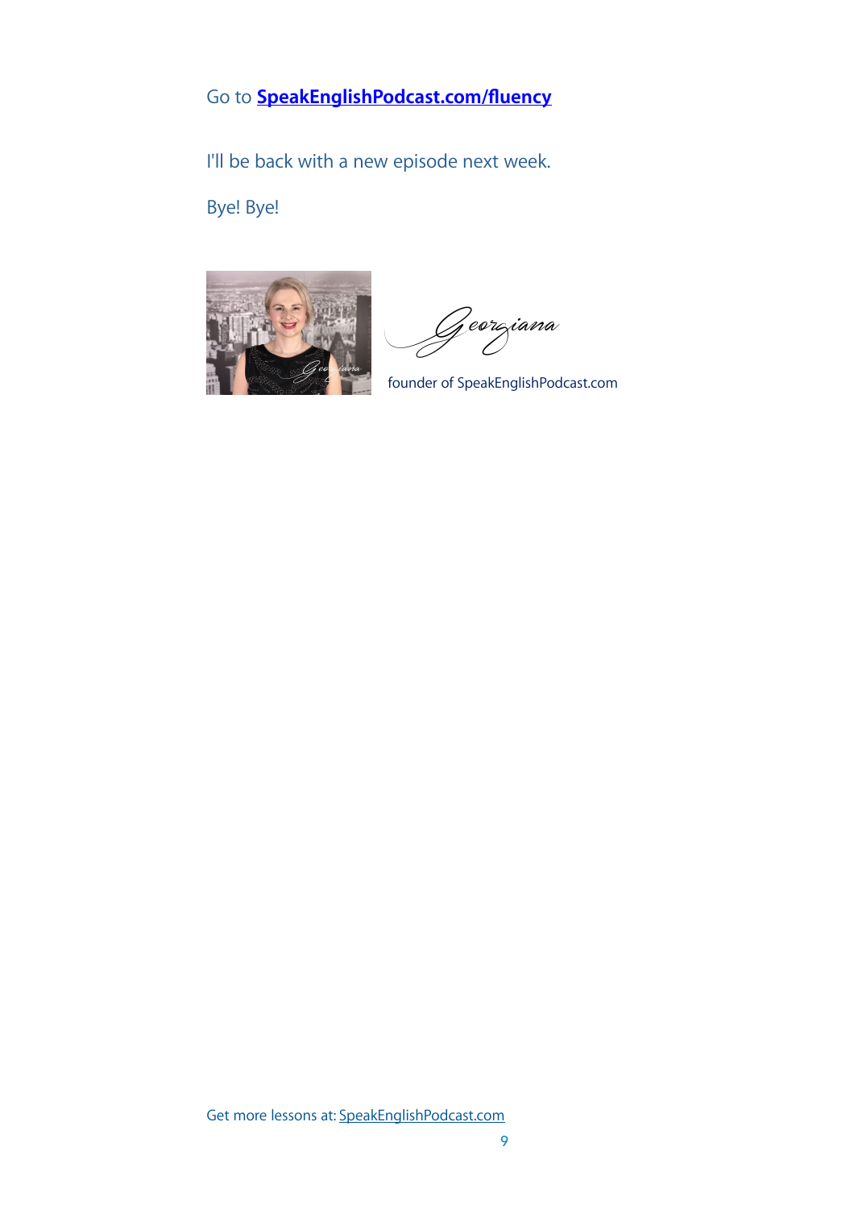Go to **[SpeakEnglishPodcast.com/fluency](https://SpeakEnglishPodcast.com/fluency)**

I'll be back with a new episode next week.

Bye! Bye!

Georgiana

founder of SpeakEnglishPodcast.com